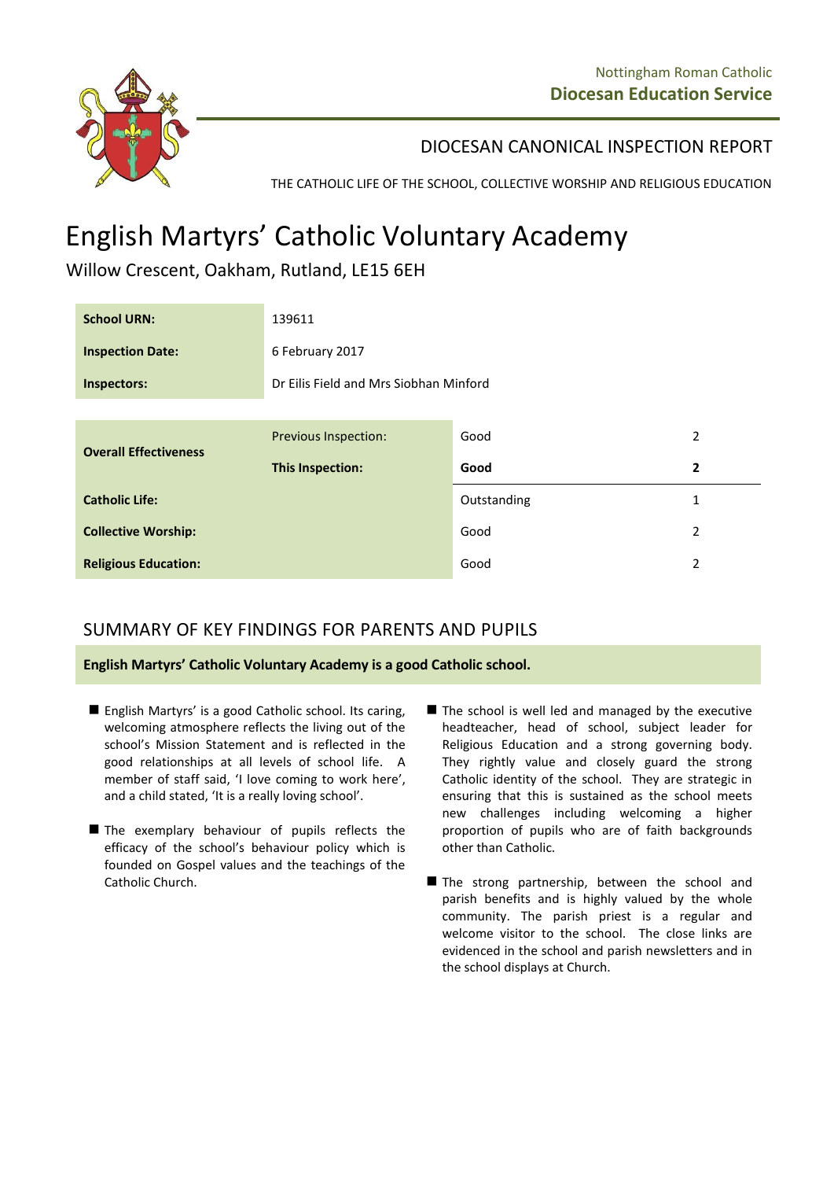Nottingham Roman Catholic
**Diocesan Education Service**

DIOCESAN CANONICAL INSPECTION REPORT

THE CATHOLIC LIFE OF THE SCHOOL, COLLECTIVE WORSHIP AND RELIGIOUS EDUCATION

# English Martyrs' Catholic Voluntary Academy

Willow Crescent, Oakham, Rutland, LE15 6EH

| | |
|---|---|
| **School URN:** | 139611 |
| **Inspection Date:** | 6 February 2017 |
| **Inspectors:** | Dr Eilis Field and Mrs Siobhan Minford |

| | | | |
|---|---|---|---|
| **Overall Effectiveness** | Previous Inspection: | Good | 2 |
| | **This Inspection:** | **Good** | **2** |
| **Catholic Life:** | | Outstanding | 1 |
| **Collective Worship:** | | Good | 2 |
| **Religious Education:** | | Good | 2 |

## SUMMARY OF KEY FINDINGS FOR PARENTS AND PUPILS

**English Martyrs' Catholic Voluntary Academy is a good Catholic school.**

- English Martyrs' is a good Catholic school. Its caring, welcoming atmosphere reflects the living out of the school's Mission Statement and is reflected in the good relationships at all levels of school life. A member of staff said, 'I love coming to work here', and a child stated, 'It is a really loving school'.
- The exemplary behaviour of pupils reflects the efficacy of the school's behaviour policy which is founded on Gospel values and the teachings of the Catholic Church.
- The school is well led and managed by the executive headteacher, head of school, subject leader for Religious Education and a strong governing body. They rightly value and closely guard the strong Catholic identity of the school. They are strategic in ensuring that this is sustained as the school meets new challenges including welcoming a higher proportion of pupils who are of faith backgrounds other than Catholic.
- The strong partnership, between the school and parish benefits and is highly valued by the whole community. The parish priest is a regular and welcome visitor to the school. The close links are evidenced in the school and parish newsletters and in the school displays at Church.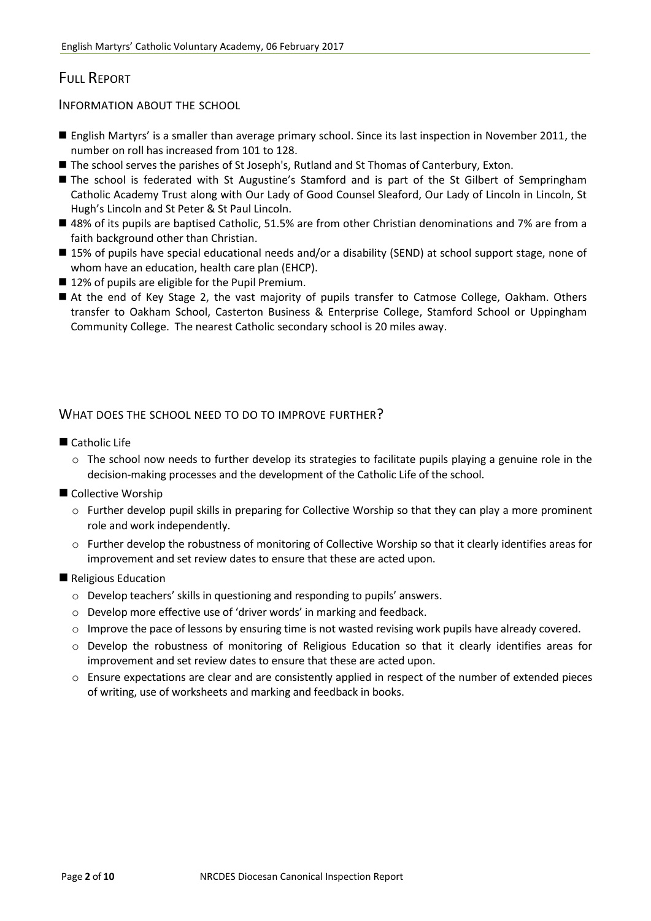## Full Report

### Information about the school

- English Martyrs' is a smaller than average primary school. Since its last inspection in November 2011, the number on roll has increased from 101 to 128.
- The school serves the parishes of St Joseph's, Rutland and St Thomas of Canterbury, Exton.
- The school is federated with St Augustine's Stamford and is part of the St Gilbert of Sempringham Catholic Academy Trust along with Our Lady of Good Counsel Sleaford, Our Lady of Lincoln in Lincoln, St Hugh's Lincoln and St Peter & St Paul Lincoln.
- 48% of its pupils are baptised Catholic, 51.5% are from other Christian denominations and 7% are from a faith background other than Christian.
- 15% of pupils have special educational needs and/or a disability (SEND) at school support stage, none of whom have an education, health care plan (EHCP).
- 12% of pupils are eligible for the Pupil Premium.
- At the end of Key Stage 2, the vast majority of pupils transfer to Catmose College, Oakham. Others transfer to Oakham School, Casterton Business & Enterprise College, Stamford School or Uppingham Community College. The nearest Catholic secondary school is 20 miles away.

### What does the school need to do to improve further?

- Catholic Life
  - The school now needs to further develop its strategies to facilitate pupils playing a genuine role in the decision-making processes and the development of the Catholic Life of the school.
- Collective Worship
  - Further develop pupil skills in preparing for Collective Worship so that they can play a more prominent role and work independently.
  - Further develop the robustness of monitoring of Collective Worship so that it clearly identifies areas for improvement and set review dates to ensure that these are acted upon.
- Religious Education
  - Develop teachers' skills in questioning and responding to pupils' answers.
  - Develop more effective use of 'driver words' in marking and feedback.
  - Improve the pace of lessons by ensuring time is not wasted revising work pupils have already covered.
  - Develop the robustness of monitoring of Religious Education so that it clearly identifies areas for improvement and set review dates to ensure that these are acted upon.
  - Ensure expectations are clear and are consistently applied in respect of the number of extended pieces of writing, use of worksheets and marking and feedback in books.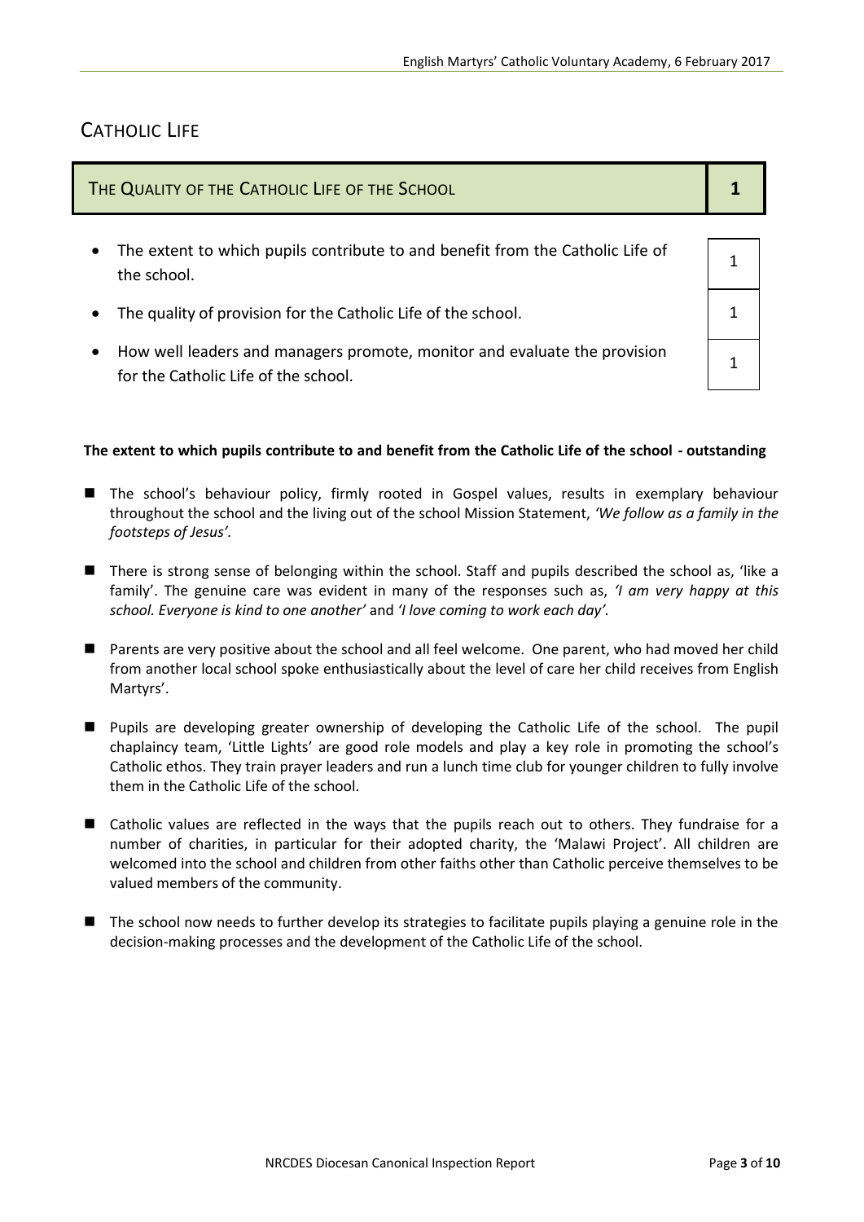## Catholic Life

| The Quality of the Catholic Life of the School | 1 |
| --- | --- |
| • The extent to which pupils contribute to and benefit from the Catholic Life of the school. | 1 |
| • The quality of provision for the Catholic Life of the school. | 1 |
| • How well leaders and managers promote, monitor and evaluate the provision for the Catholic Life of the school. | 1 |

**The extent to which pupils contribute to and benefit from the Catholic Life of the school - outstanding**

- The school's behaviour policy, firmly rooted in Gospel values, results in exemplary behaviour throughout the school and the living out of the school Mission Statement, *'We follow as a family in the footsteps of Jesus'*.
- There is strong sense of belonging within the school. Staff and pupils described the school as, 'like a family'. The genuine care was evident in many of the responses such as, *'I am very happy at this school. Everyone is kind to one another'* and *'I love coming to work each day'*.
- Parents are very positive about the school and all feel welcome. One parent, who had moved her child from another local school spoke enthusiastically about the level of care her child receives from English Martyrs'.
- Pupils are developing greater ownership of developing the Catholic Life of the school. The pupil chaplaincy team, 'Little Lights' are good role models and play a key role in promoting the school's Catholic ethos. They train prayer leaders and run a lunch time club for younger children to fully involve them in the Catholic Life of the school.
- Catholic values are reflected in the ways that the pupils reach out to others. They fundraise for a number of charities, in particular for their adopted charity, the 'Malawi Project'. All children are welcomed into the school and children from other faiths other than Catholic perceive themselves to be valued members of the community.
- The school now needs to further develop its strategies to facilitate pupils playing a genuine role in the decision-making processes and the development of the Catholic Life of the school.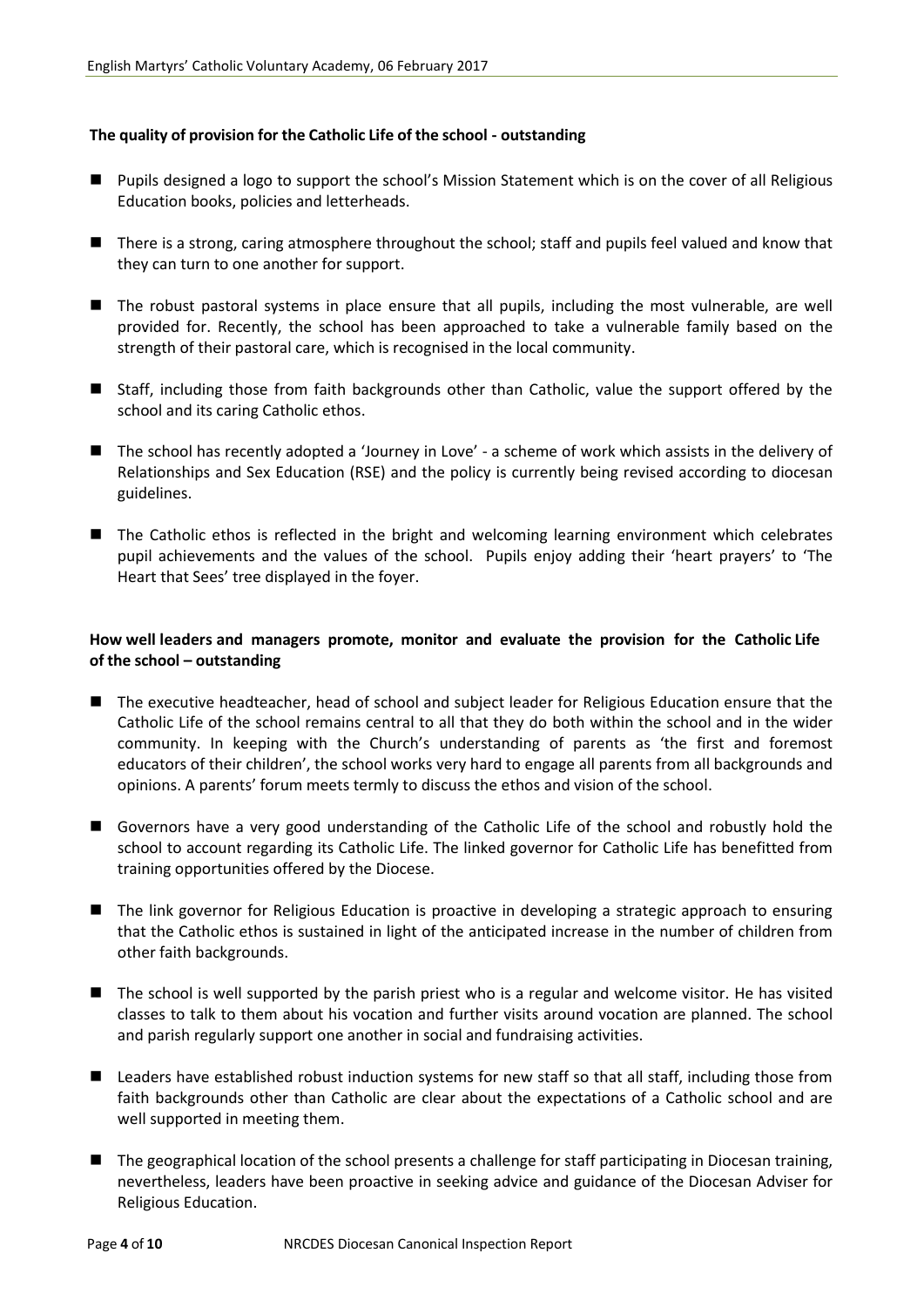**The quality of provision for the Catholic Life of the school - outstanding**

- Pupils designed a logo to support the school's Mission Statement which is on the cover of all Religious Education books, policies and letterheads.
- There is a strong, caring atmosphere throughout the school; staff and pupils feel valued and know that they can turn to one another for support.
- The robust pastoral systems in place ensure that all pupils, including the most vulnerable, are well provided for. Recently, the school has been approached to take a vulnerable family based on the strength of their pastoral care, which is recognised in the local community.
- Staff, including those from faith backgrounds other than Catholic, value the support offered by the school and its caring Catholic ethos.
- The school has recently adopted a 'Journey in Love' - a scheme of work which assists in the delivery of Relationships and Sex Education (RSE) and the policy is currently being revised according to diocesan guidelines.
- The Catholic ethos is reflected in the bright and welcoming learning environment which celebrates pupil achievements and the values of the school. Pupils enjoy adding their 'heart prayers' to 'The Heart that Sees' tree displayed in the foyer.

**How well leaders and managers promote, monitor and evaluate the provision for the Catholic Life of the school – outstanding**

- The executive headteacher, head of school and subject leader for Religious Education ensure that the Catholic Life of the school remains central to all that they do both within the school and in the wider community. In keeping with the Church's understanding of parents as 'the first and foremost educators of their children', the school works very hard to engage all parents from all backgrounds and opinions. A parents' forum meets termly to discuss the ethos and vision of the school.
- Governors have a very good understanding of the Catholic Life of the school and robustly hold the school to account regarding its Catholic Life. The linked governor for Catholic Life has benefitted from training opportunities offered by the Diocese.
- The link governor for Religious Education is proactive in developing a strategic approach to ensuring that the Catholic ethos is sustained in light of the anticipated increase in the number of children from other faith backgrounds.
- The school is well supported by the parish priest who is a regular and welcome visitor. He has visited classes to talk to them about his vocation and further visits around vocation are planned. The school and parish regularly support one another in social and fundraising activities.
- Leaders have established robust induction systems for new staff so that all staff, including those from faith backgrounds other than Catholic are clear about the expectations of a Catholic school and are well supported in meeting them.
- The geographical location of the school presents a challenge for staff participating in Diocesan training, nevertheless, leaders have been proactive in seeking advice and guidance of the Diocesan Adviser for Religious Education.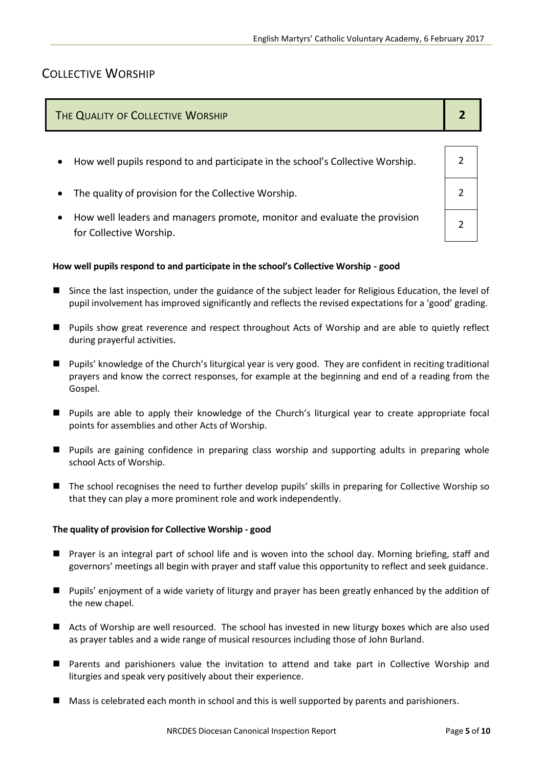## Collective Worship

| The Quality of Collective Worship | **2** |
|---|---|
| How well pupils respond to and participate in the school's Collective Worship. | 2 |
| The quality of provision for the Collective Worship. | 2 |
| How well leaders and managers promote, monitor and evaluate the provision for Collective Worship. | 2 |

**How well pupils respond to and participate in the school's Collective Worship - good**

- Since the last inspection, under the guidance of the subject leader for Religious Education, the level of pupil involvement has improved significantly and reflects the revised expectations for a 'good' grading.
- Pupils show great reverence and respect throughout Acts of Worship and are able to quietly reflect during prayerful activities.
- Pupils' knowledge of the Church's liturgical year is very good. They are confident in reciting traditional prayers and know the correct responses, for example at the beginning and end of a reading from the Gospel.
- Pupils are able to apply their knowledge of the Church's liturgical year to create appropriate focal points for assemblies and other Acts of Worship.
- Pupils are gaining confidence in preparing class worship and supporting adults in preparing whole school Acts of Worship.
- The school recognises the need to further develop pupils' skills in preparing for Collective Worship so that they can play a more prominent role and work independently.

**The quality of provision for Collective Worship - good**

- Prayer is an integral part of school life and is woven into the school day. Morning briefing, staff and governors' meetings all begin with prayer and staff value this opportunity to reflect and seek guidance.
- Pupils' enjoyment of a wide variety of liturgy and prayer has been greatly enhanced by the addition of the new chapel.
- Acts of Worship are well resourced. The school has invested in new liturgy boxes which are also used as prayer tables and a wide range of musical resources including those of John Burland.
- Parents and parishioners value the invitation to attend and take part in Collective Worship and liturgies and speak very positively about their experience.
- Mass is celebrated each month in school and this is well supported by parents and parishioners.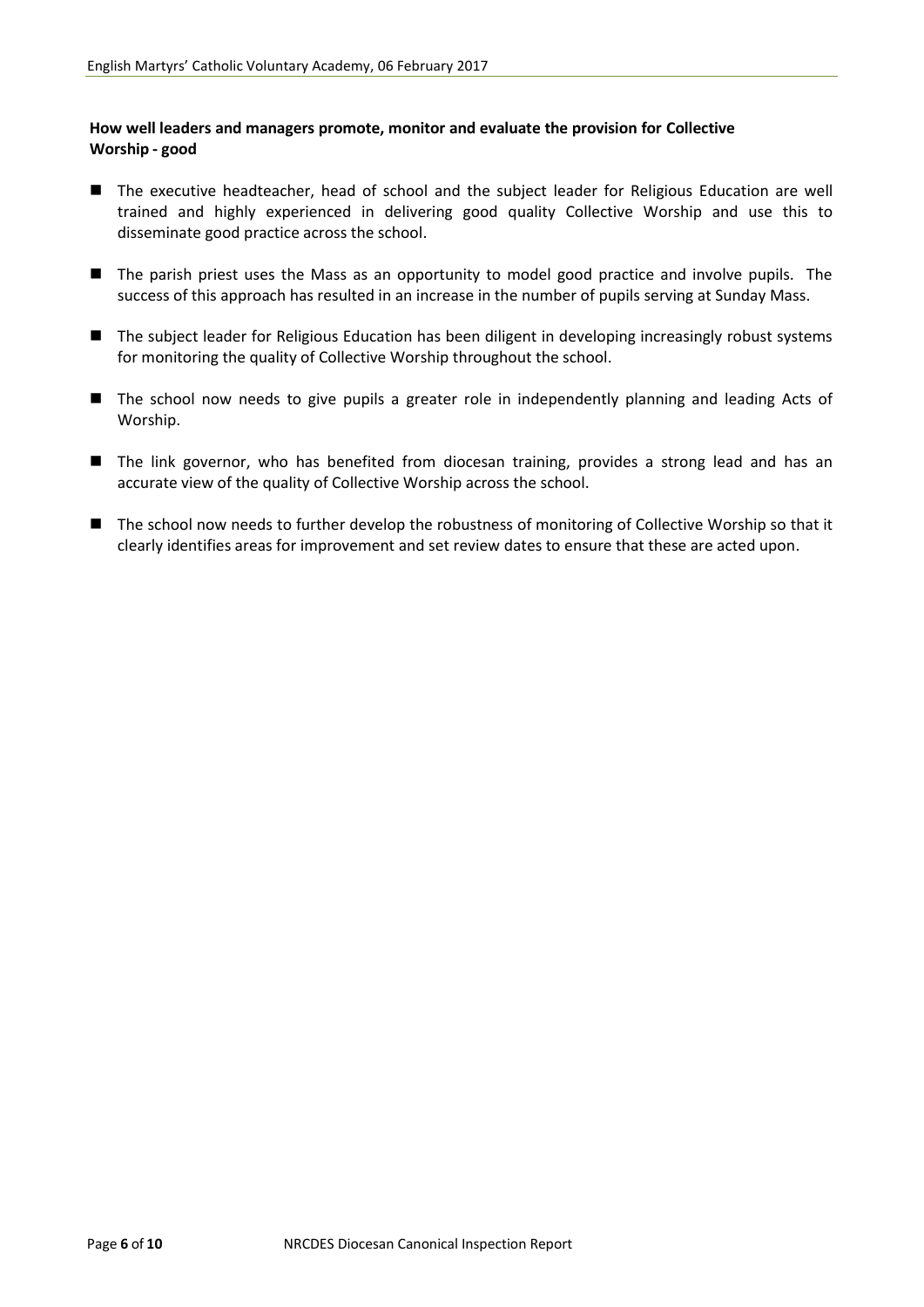**How well leaders and managers promote, monitor and evaluate the provision for Collective Worship - good**

- The executive headteacher, head of school and the subject leader for Religious Education are well trained and highly experienced in delivering good quality Collective Worship and use this to disseminate good practice across the school.
- The parish priest uses the Mass as an opportunity to model good practice and involve pupils. The success of this approach has resulted in an increase in the number of pupils serving at Sunday Mass.
- The subject leader for Religious Education has been diligent in developing increasingly robust systems for monitoring the quality of Collective Worship throughout the school.
- The school now needs to give pupils a greater role in independently planning and leading Acts of Worship.
- The link governor, who has benefited from diocesan training, provides a strong lead and has an accurate view of the quality of Collective Worship across the school.
- The school now needs to further develop the robustness of monitoring of Collective Worship so that it clearly identifies areas for improvement and set review dates to ensure that these are acted upon.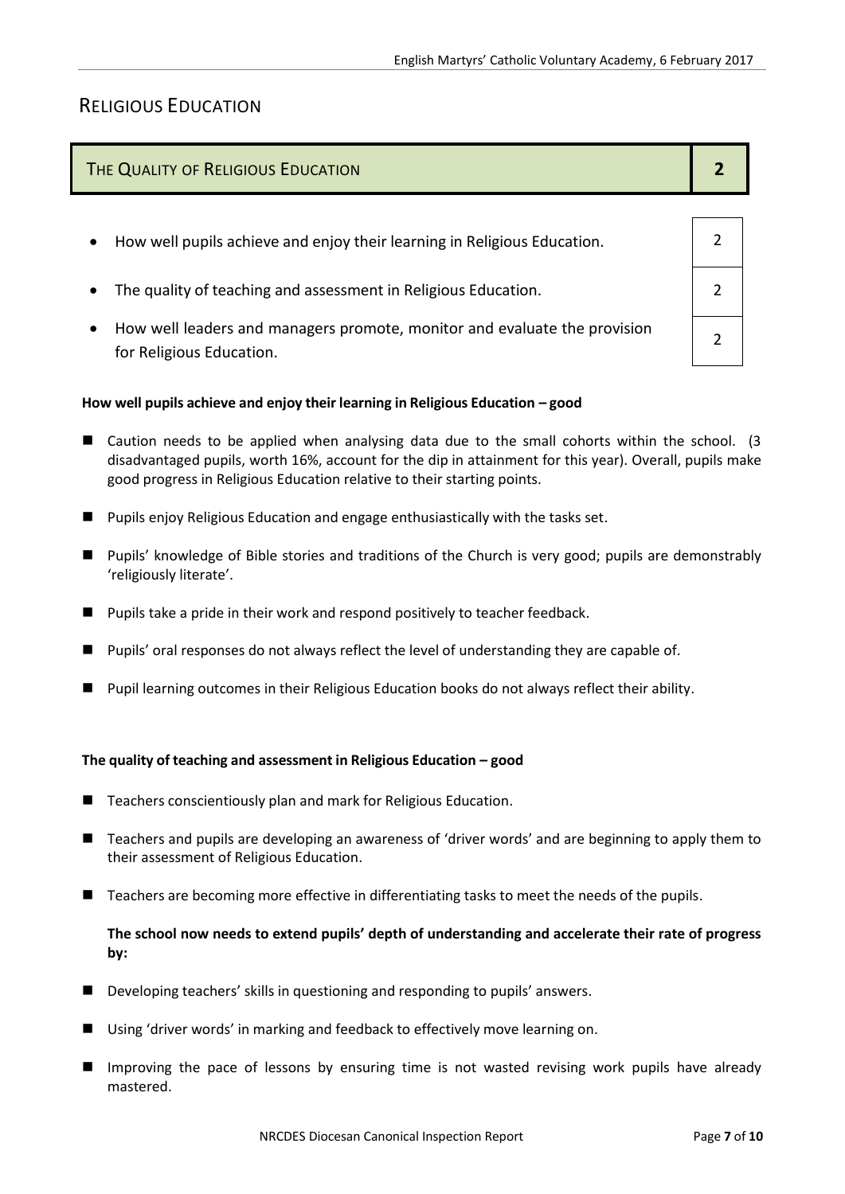## RELIGIOUS EDUCATION

| THE QUALITY OF RELIGIOUS EDUCATION | 2 |
| --- | --- |
| • How well pupils achieve and enjoy their learning in Religious Education. | 2 |
| • The quality of teaching and assessment in Religious Education. | 2 |
| • How well leaders and managers promote, monitor and evaluate the provision for Religious Education. | 2 |

**How well pupils achieve and enjoy their learning in Religious Education – good**

- Caution needs to be applied when analysing data due to the small cohorts within the school. (3 disadvantaged pupils, worth 16%, account for the dip in attainment for this year). Overall, pupils make good progress in Religious Education relative to their starting points.
- Pupils enjoy Religious Education and engage enthusiastically with the tasks set.
- Pupils' knowledge of Bible stories and traditions of the Church is very good; pupils are demonstrably 'religiously literate'.
- Pupils take a pride in their work and respond positively to teacher feedback.
- Pupils' oral responses do not always reflect the level of understanding they are capable of.
- Pupil learning outcomes in their Religious Education books do not always reflect their ability.

**The quality of teaching and assessment in Religious Education – good**

- Teachers conscientiously plan and mark for Religious Education.
- Teachers and pupils are developing an awareness of 'driver words' and are beginning to apply them to their assessment of Religious Education.
- Teachers are becoming more effective in differentiating tasks to meet the needs of the pupils.

**The school now needs to extend pupils' depth of understanding and accelerate their rate of progress by:**

- Developing teachers' skills in questioning and responding to pupils' answers.
- Using 'driver words' in marking and feedback to effectively move learning on.
- Improving the pace of lessons by ensuring time is not wasted revising work pupils have already mastered.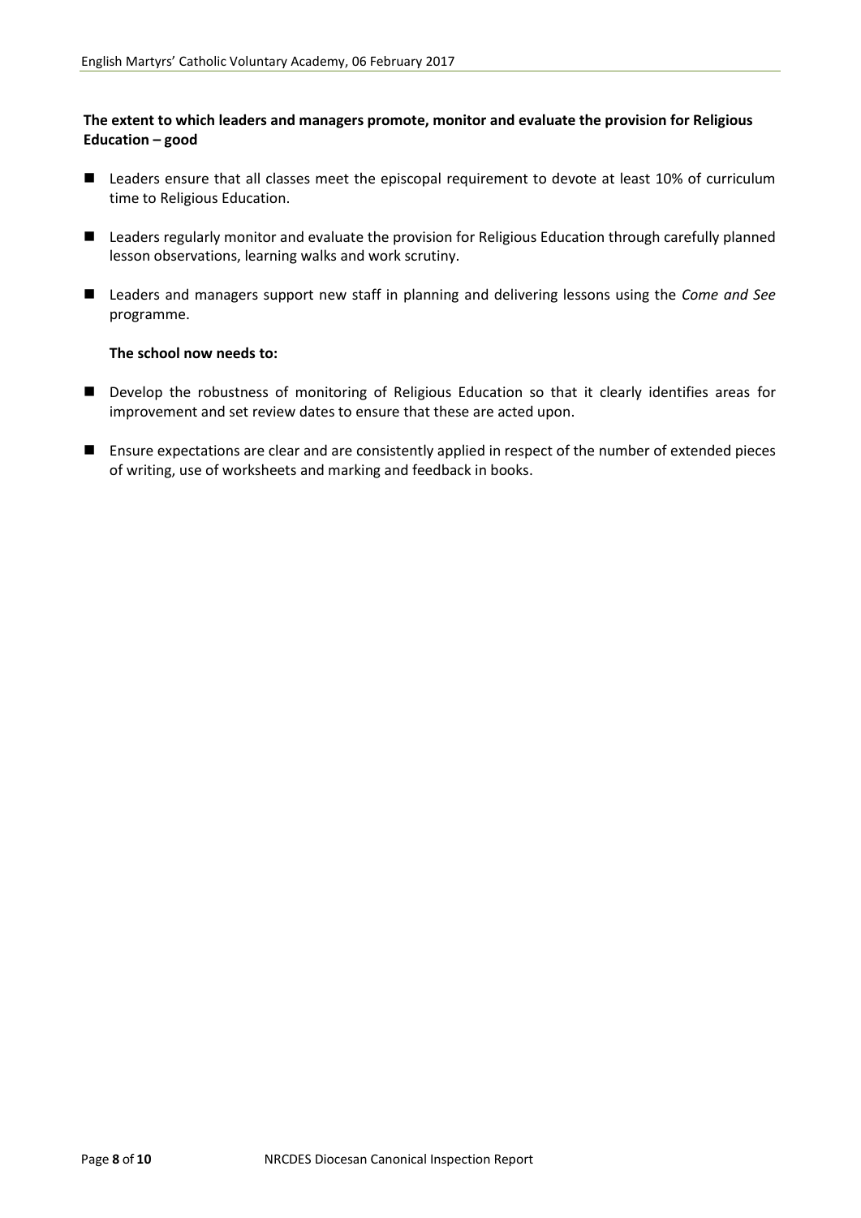**The extent to which leaders and managers promote, monitor and evaluate the provision for Religious Education – good**

- Leaders ensure that all classes meet the episcopal requirement to devote at least 10% of curriculum time to Religious Education.
- Leaders regularly monitor and evaluate the provision for Religious Education through carefully planned lesson observations, learning walks and work scrutiny.
- Leaders and managers support new staff in planning and delivering lessons using the *Come and See* programme.

**The school now needs to:**

- Develop the robustness of monitoring of Religious Education so that it clearly identifies areas for improvement and set review dates to ensure that these are acted upon.
- Ensure expectations are clear and are consistently applied in respect of the number of extended pieces of writing, use of worksheets and marking and feedback in books.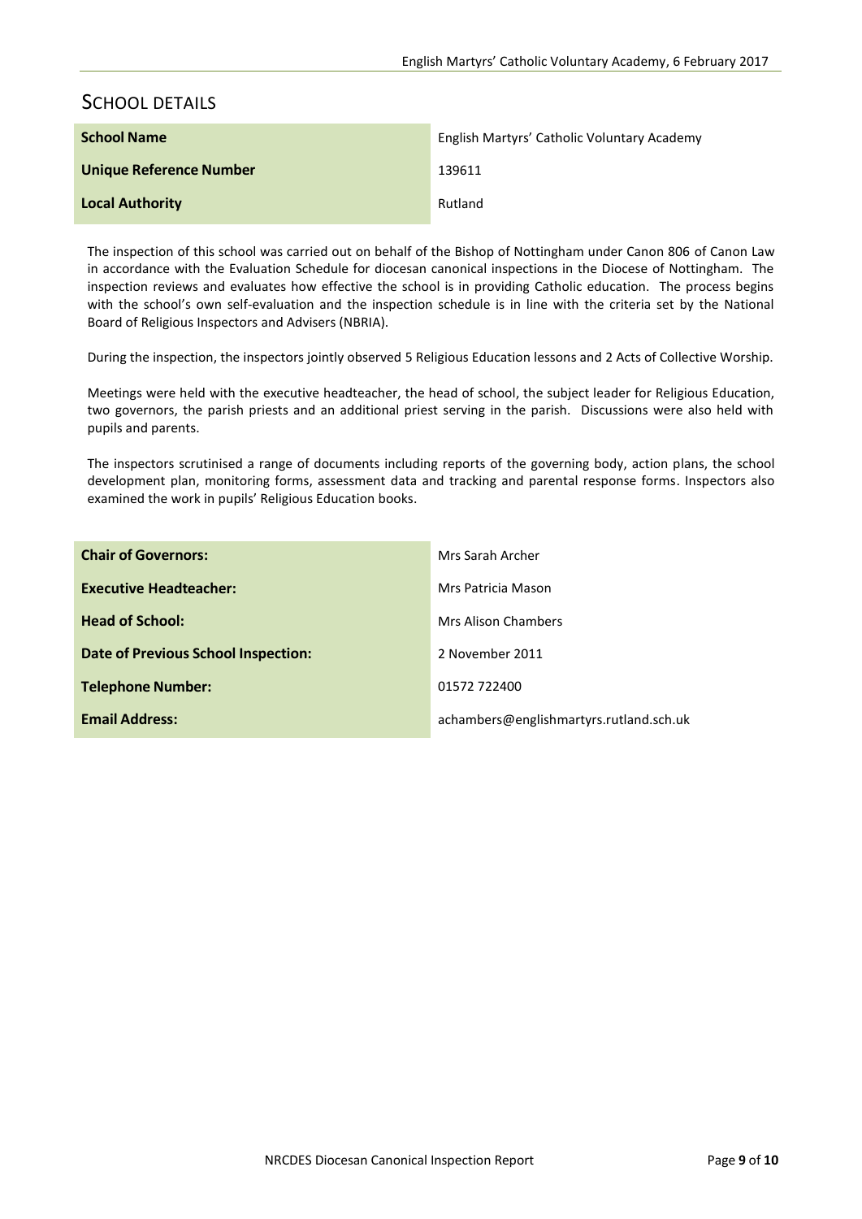## SCHOOL DETAILS

| **School Name** | English Martyrs' Catholic Voluntary Academy |
|---|---|
| **Unique Reference Number** | 139611 |
| **Local Authority** | Rutland |

The inspection of this school was carried out on behalf of the Bishop of Nottingham under Canon 806 of Canon Law in accordance with the Evaluation Schedule for diocesan canonical inspections in the Diocese of Nottingham. The inspection reviews and evaluates how effective the school is in providing Catholic education. The process begins with the school's own self-evaluation and the inspection schedule is in line with the criteria set by the National Board of Religious Inspectors and Advisers (NBRIA).

During the inspection, the inspectors jointly observed 5 Religious Education lessons and 2 Acts of Collective Worship.

Meetings were held with the executive headteacher, the head of school, the subject leader for Religious Education, two governors, the parish priests and an additional priest serving in the parish. Discussions were also held with pupils and parents.

The inspectors scrutinised a range of documents including reports of the governing body, action plans, the school development plan, monitoring forms, assessment data and tracking and parental response forms. Inspectors also examined the work in pupils' Religious Education books.

| **Chair of Governors:** | Mrs Sarah Archer |
|---|---|
| **Executive Headteacher:** | Mrs Patricia Mason |
| **Head of School:** | Mrs Alison Chambers |
| **Date of Previous School Inspection:** | 2 November 2011 |
| **Telephone Number:** | 01572 722400 |
| **Email Address:** | achambers@englishmartyrs.rutland.sch.uk |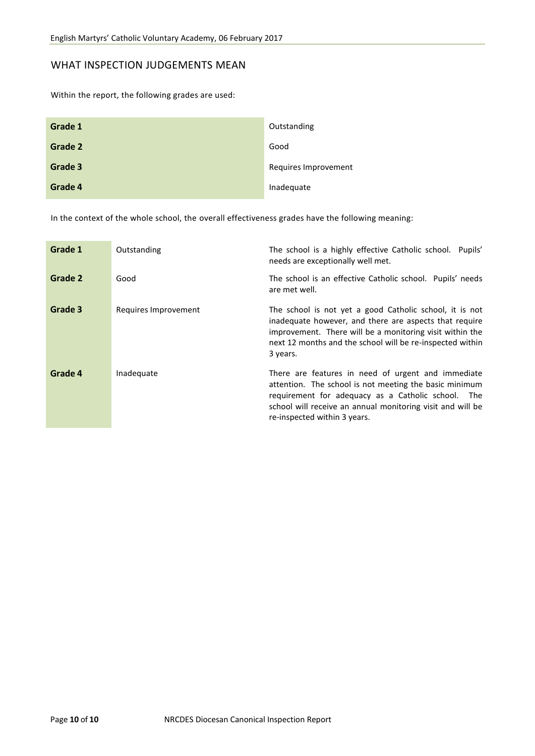## WHAT INSPECTION JUDGEMENTS MEAN

Within the report, the following grades are used:

| | |
|---|---|
| **Grade 1** | Outstanding |
| **Grade 2** | Good |
| **Grade 3** | Requires Improvement |
| **Grade 4** | Inadequate |

In the context of the whole school, the overall effectiveness grades have the following meaning:

| | | |
|---|---|---|
| **Grade 1** | Outstanding | The school is a highly effective Catholic school. Pupils' needs are exceptionally well met. |
| **Grade 2** | Good | The school is an effective Catholic school. Pupils' needs are met well. |
| **Grade 3** | Requires Improvement | The school is not yet a good Catholic school, it is not inadequate however, and there are aspects that require improvement. There will be a monitoring visit within the next 12 months and the school will be re-inspected within 3 years. |
| **Grade 4** | Inadequate | There are features in need of urgent and immediate attention. The school is not meeting the basic minimum requirement for adequacy as a Catholic school. The school will receive an annual monitoring visit and will be re-inspected within 3 years. |